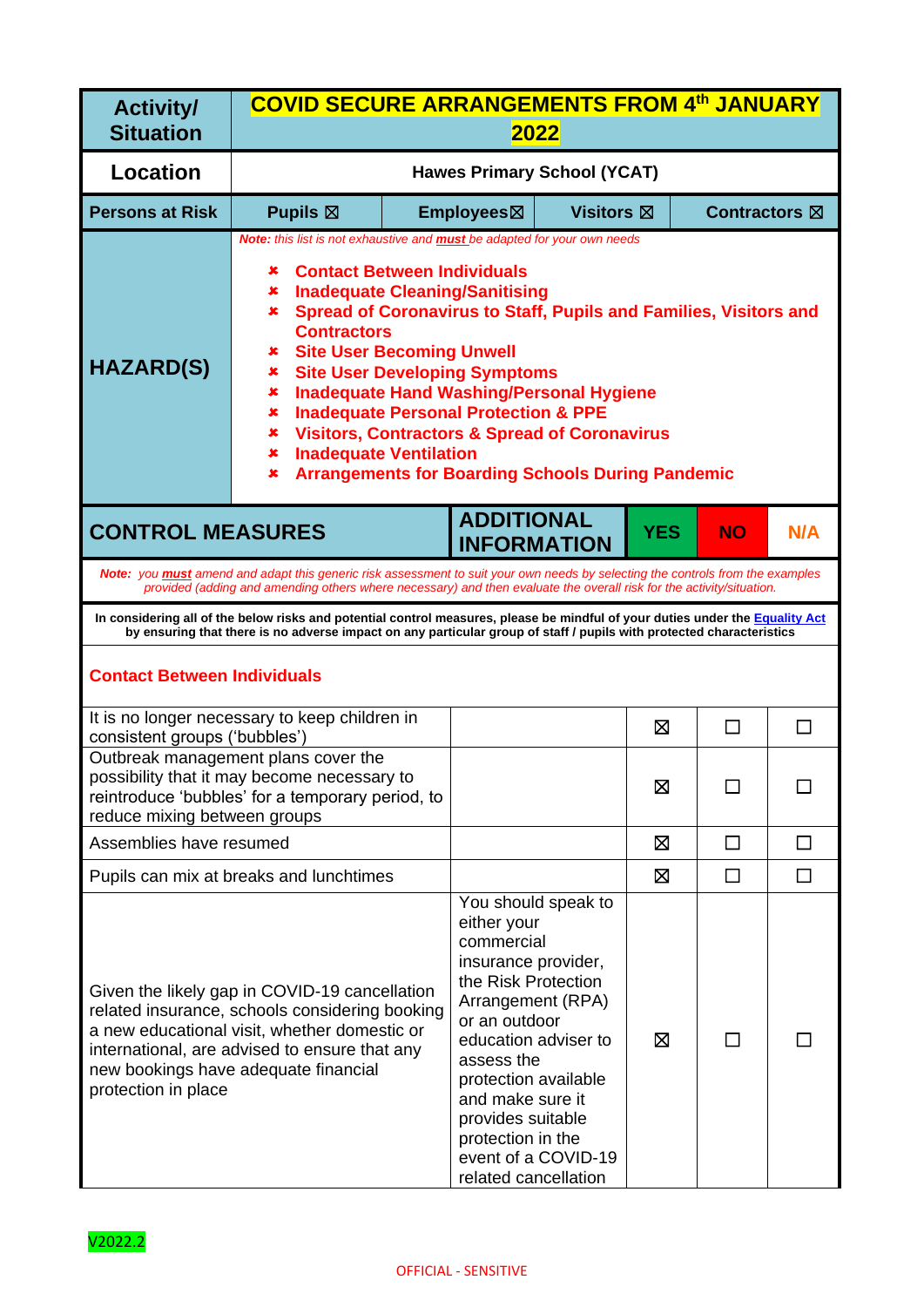| Activity/ Situation | COVID SECURE ARRANGEMENTS FROM 4th JANUARY 2022 | | | |
|---|---|---|---|---|
| Location | Hawes Primary School (YCAT) | | | |
| Persons at Risk | Pupils ☒ | Employees☒ | Visitors ☒ | Contractors ☒ |
| HAZARD(S) | *Note: this list is not exhaustive and **must** be adapted for your own needs*<br><br>- Contact Between Individuals<br>- Inadequate Cleaning/Sanitising<br>- Spread of Coronavirus to Staff, Pupils and Families, Visitors and Contractors<br>- Site User Becoming Unwell<br>- Site User Developing Symptoms<br>- Inadequate Hand Washing/Personal Hygiene<br>- Inadequate Personal Protection & PPE<br>- Visitors, Contractors & Spread of Coronavirus<br>- Inadequate Ventilation<br>- Arrangements for Boarding Schools During Pandemic | | | |

| CONTROL MEASURES | ADDITIONAL INFORMATION | YES | NO | N/A |
|---|---|---|---|---|
| *Note: you **must** amend and adapt this generic risk assessment to suit your own needs by selecting the controls from the examples provided (adding and amending others where necessary) and then evaluate the overall risk for the activity/situation.* | | | | |
| **In considering all of the below risks and potential control measures, please be mindful of your duties under the Equality Act by ensuring that there is no adverse impact on any particular group of staff / pupils with protected characteristics** | | | | |
| **Contact Between Individuals** | | | | |
| It is no longer necessary to keep children in consistent groups ('bubbles') | | ☒ | ☐ | ☐ |
| Outbreak management plans cover the possibility that it may become necessary to reintroduce 'bubbles' for a temporary period, to reduce mixing between groups | | ☒ | ☐ | ☐ |
| Assemblies have resumed | | ☒ | ☐ | ☐ |
| Pupils can mix at breaks and lunchtimes | | ☒ | ☐ | ☐ |
| Given the likely gap in COVID-19 cancellation related insurance, schools considering booking a new educational visit, whether domestic or international, are advised to ensure that any new bookings have adequate financial protection in place | You should speak to either your commercial insurance provider, the Risk Protection Arrangement (RPA) or an outdoor education adviser to assess the protection available and make sure it provides suitable protection in the event of a COVID-19 related cancellation | ☒ | ☐ | ☐ |

V2022.2

OFFICIAL - SENSITIVE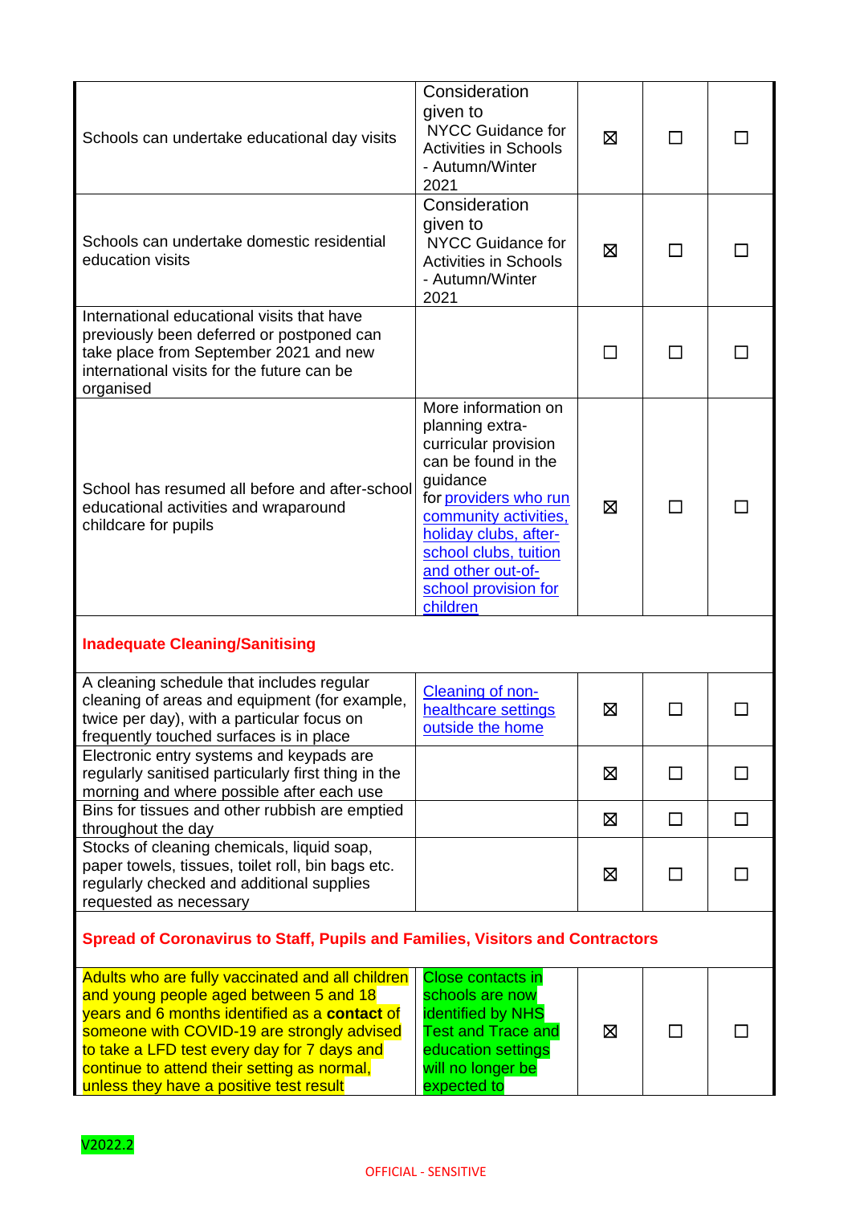| | | | | |
|---|---|---|---|---|
| Schools can undertake educational day visits | Consideration given to NYCC Guidance for Activities in Schools - Autumn/Winter 2021 | ☒ | ☐ | ☐ |
| Schools can undertake domestic residential education visits | Consideration given to NYCC Guidance for Activities in Schools - Autumn/Winter 2021 | ☒ | ☐ | ☐ |
| International educational visits that have previously been deferred or postponed can take place from September 2021 and new international visits for the future can be organised | | ☐ | ☐ | ☐ |
| School has resumed all before and after-school educational activities and wraparound childcare for pupils | More information on planning extra-curricular provision can be found in the guidance for providers who run community activities, holiday clubs, after-school clubs, tuition and other out-of-school provision for children | ☒ | ☐ | ☐ |
| **Inadequate Cleaning/Sanitising** | | | | |
| A cleaning schedule that includes regular cleaning of areas and equipment (for example, twice per day), with a particular focus on frequently touched surfaces is in place | Cleaning of non-healthcare settings outside the home | ☒ | ☐ | ☐ |
| Electronic entry systems and keypads are regularly sanitised particularly first thing in the morning and where possible after each use | | ☒ | ☐ | ☐ |
| Bins for tissues and other rubbish are emptied throughout the day | | ☒ | ☐ | ☐ |
| Stocks of cleaning chemicals, liquid soap, paper towels, tissues, toilet roll, bin bags etc. regularly checked and additional supplies requested as necessary | | ☒ | ☐ | ☐ |
| **Spread of Coronavirus to Staff, Pupils and Families, Visitors and Contractors** | | | | |
| Adults who are fully vaccinated and all children and young people aged between 5 and 18 years and 6 months identified as a **contact** of someone with COVID-19 are strongly advised to take a LFD test every day for 7 days and continue to attend their setting as normal, unless they have a positive test result | Close contacts in schools are now identified by NHS Test and Trace and education settings will no longer be expected to | ☒ | ☐ | ☐ |

V2022.2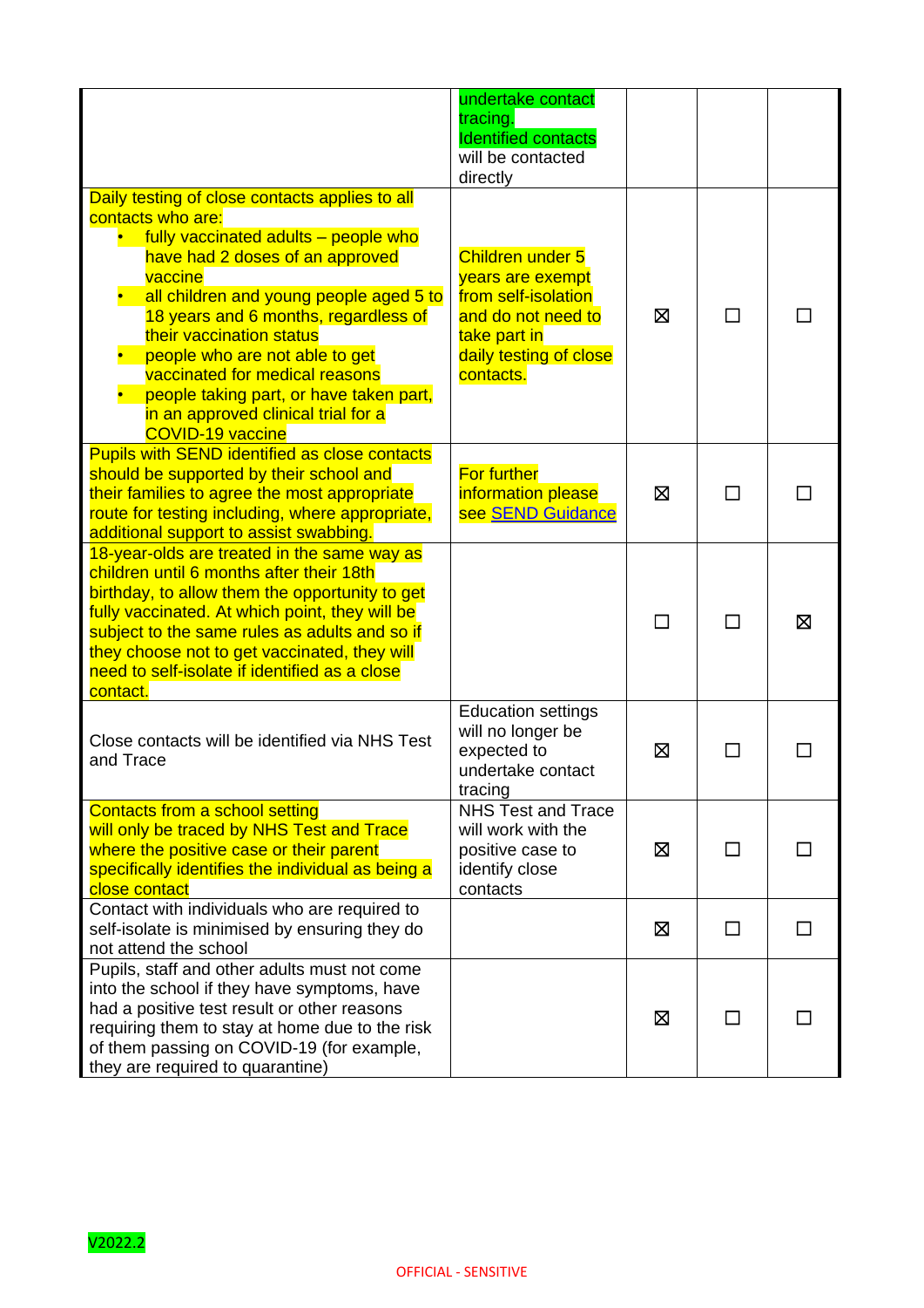| | | | | |
|---|---|---|---|---|
| | undertake contact tracing. Identified contacts will be contacted directly | | | |
| Daily testing of close contacts applies to all contacts who are:<br>• fully vaccinated adults – people who have had 2 doses of an approved vaccine<br>• all children and young people aged 5 to 18 years and 6 months, regardless of their vaccination status<br>• people who are not able to get vaccinated for medical reasons<br>• people taking part, or have taken part, in an approved clinical trial for a COVID-19 vaccine | Children under 5 years are exempt from self-isolation and do not need to take part in daily testing of close contacts. | ☒ | ☐ | ☐ |
| Pupils with SEND identified as close contacts should be supported by their school and their families to agree the most appropriate route for testing including, where appropriate, additional support to assist swabbing. | For further information please see SEND Guidance | ☒ | ☐ | ☐ |
| 18-year-olds are treated in the same way as children until 6 months after their 18th birthday, to allow them the opportunity to get fully vaccinated. At which point, they will be subject to the same rules as adults and so if they choose not to get vaccinated, they will need to self-isolate if identified as a close contact. | | ☐ | ☐ | ☒ |
| Close contacts will be identified via NHS Test and Trace | Education settings will no longer be expected to undertake contact tracing | ☒ | ☐ | ☐ |
| Contacts from a school setting will only be traced by NHS Test and Trace where the positive case or their parent specifically identifies the individual as being a close contact | NHS Test and Trace will work with the positive case to identify close contacts | ☒ | ☐ | ☐ |
| Contact with individuals who are required to self-isolate is minimised by ensuring they do not attend the school | | ☒ | ☐ | ☐ |
| Pupils, staff and other adults must not come into the school if they have symptoms, have had a positive test result or other reasons requiring them to stay at home due to the risk of them passing on COVID-19 (for example, they are required to quarantine) | | ☒ | ☐ | ☐ |

V2022.2

OFFICIAL - SENSITIVE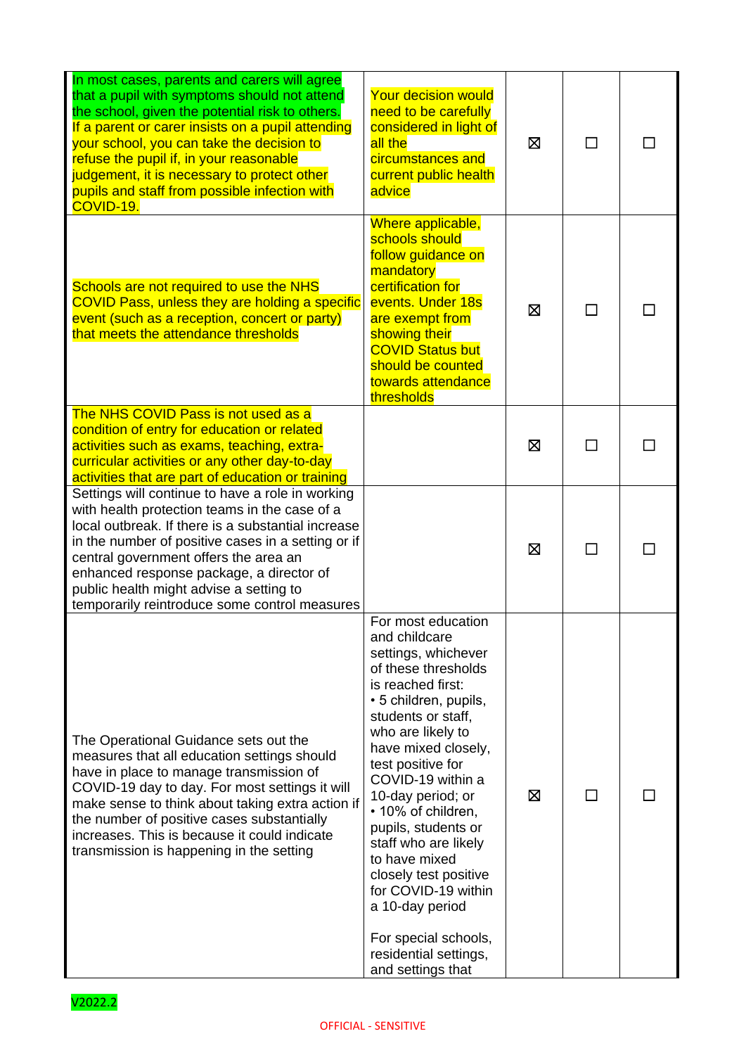| | | | | |
|---|---|---|---|---|
| In most cases, parents and carers will agree that a pupil with symptoms should not attend the school, given the potential risk to others. If a parent or carer insists on a pupil attending your school, you can take the decision to refuse the pupil if, in your reasonable judgement, it is necessary to protect other pupils and staff from possible infection with COVID-19. | Your decision would need to be carefully considered in light of all the circumstances and current public health advice | ☒ | ☐ | ☐ |
| Schools are not required to use the NHS COVID Pass, unless they are holding a specific event (such as a reception, concert or party) that meets the attendance thresholds | Where applicable, schools should follow guidance on mandatory certification for events. Under 18s are exempt from showing their COVID Status but should be counted towards attendance thresholds | ☒ | ☐ | ☐ |
| The NHS COVID Pass is not used as a condition of entry for education or related activities such as exams, teaching, extra-curricular activities or any other day-to-day activities that are part of education or training | | ☒ | ☐ | ☐ |
| Settings will continue to have a role in working with health protection teams in the case of a local outbreak. If there is a substantial increase in the number of positive cases in a setting or if central government offers the area an enhanced response package, a director of public health might advise a setting to temporarily reintroduce some control measures | | ☒ | ☐ | ☐ |
| The Operational Guidance sets out the measures that all education settings should have in place to manage transmission of COVID-19 day to day. For most settings it will make sense to think about taking extra action if the number of positive cases substantially increases. This is because it could indicate transmission is happening in the setting | For most education and childcare settings, whichever of these thresholds is reached first:<br>• 5 children, pupils, students or staff, who are likely to have mixed closely, test positive for COVID-19 within a 10-day period; or<br>• 10% of children, pupils, students or staff who are likely to have mixed closely test positive for COVID-19 within a 10-day period<br><br>For special schools, residential settings, and settings that | ☒ | ☐ | ☐ |

V2022.2

OFFICIAL - SENSITIVE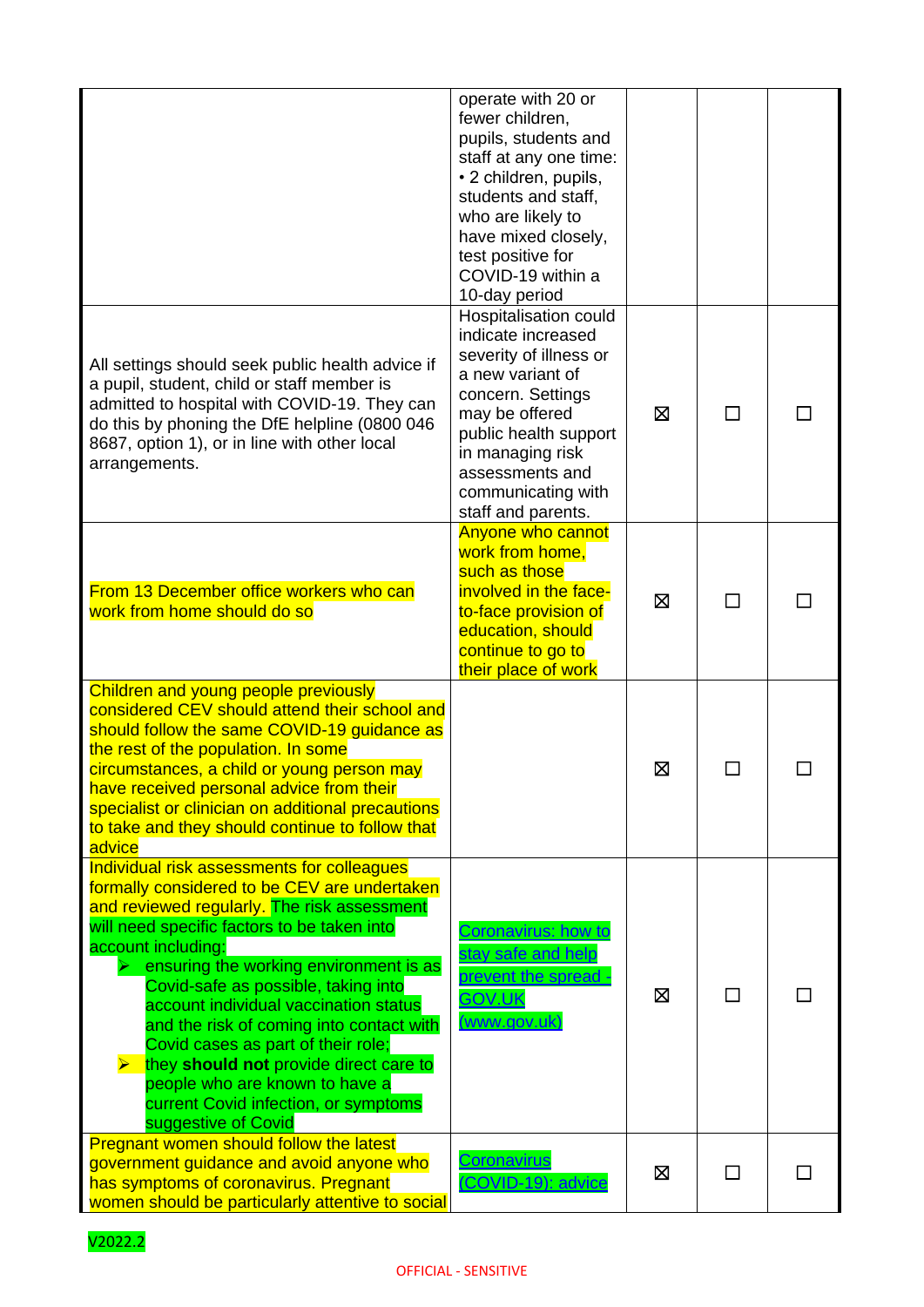| | | | | |
|---|---|---|---|---|
| | operate with 20 or fewer children, pupils, students and staff at any one time: • 2 children, pupils, students and staff, who are likely to have mixed closely, test positive for COVID-19 within a 10-day period | | | |
| All settings should seek public health advice if a pupil, student, child or staff member is admitted to hospital with COVID-19. They can do this by phoning the DfE helpline (0800 046 8687, option 1), or in line with other local arrangements. | Hospitalisation could indicate increased severity of illness or a new variant of concern. Settings may be offered public health support in managing risk assessments and communicating with staff and parents. | ☒ | ☐ | ☐ |
| From 13 December office workers who can work from home should do so | Anyone who cannot work from home, such as those involved in the face-to-face provision of education, should continue to go to their place of work | ☒ | ☐ | ☐ |
| Children and young people previously considered CEV should attend their school and should follow the same COVID-19 guidance as the rest of the population. In some circumstances, a child or young person may have received personal advice from their specialist or clinician on additional precautions to take and they should continue to follow that advice | | ☒ | ☐ | ☐ |
| Individual risk assessments for colleagues formally considered to be CEV are undertaken and reviewed regularly. The risk assessment will need specific factors to be taken into account including:<br>➢ ensuring the working environment is as Covid-safe as possible, taking into account individual vaccination status and the risk of coming into contact with Covid cases as part of their role;<br>➢ they **should not** provide direct care to people who are known to have a current Covid infection, or symptoms suggestive of Covid | [Coronavirus: how to stay safe and help prevent the spread - GOV.UK (www.gov.uk)]() | ☒ | ☐ | ☐ |
| Pregnant women should follow the latest government guidance and avoid anyone who has symptoms of coronavirus. Pregnant women should be particularly attentive to social | [Coronavirus (COVID-19): advice]() | ☒ | ☐ | ☐ |

V2022.2

OFFICIAL - SENSITIVE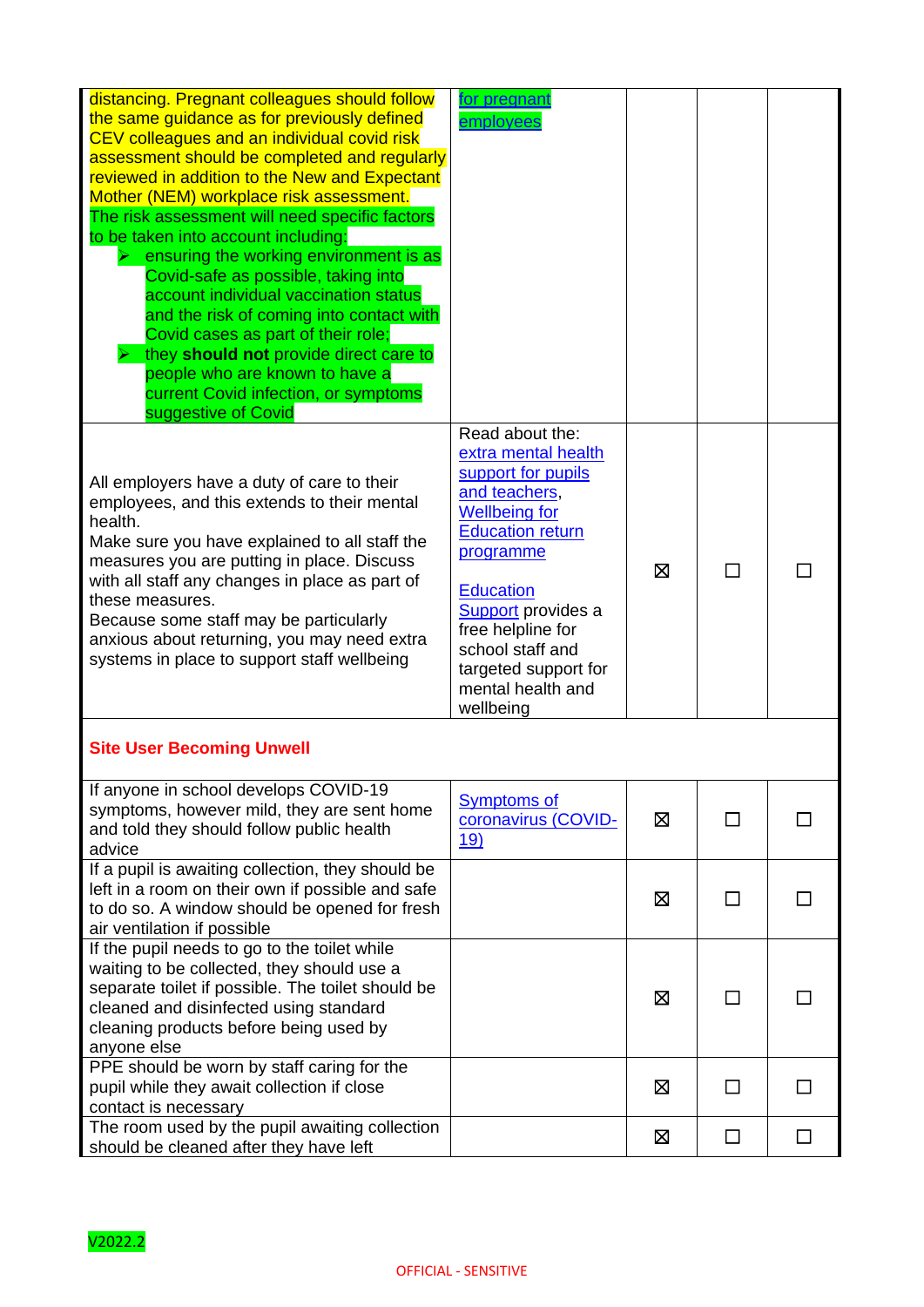| | | | | |
|---|---|---|---|---|
| distancing. Pregnant colleagues should follow the same guidance as for previously defined CEV colleagues and an individual covid risk assessment should be completed and regularly reviewed in addition to the New and Expectant Mother (NEM) workplace risk assessment. The risk assessment will need specific factors to be taken into account including: <br>➢ ensuring the working environment is as Covid-safe as possible, taking into account individual vaccination status and the risk of coming into contact with Covid cases as part of their role; <br>➢ they **should not** provide direct care to people who are known to have a current Covid infection, or symptoms suggestive of Covid | for pregnant employees | | | |
| All employers have a duty of care to their employees, and this extends to their mental health. <br>Make sure you have explained to all staff the measures you are putting in place. Discuss with all staff any changes in place as part of these measures. <br>Because some staff may be particularly anxious about returning, you may need extra systems in place to support staff wellbeing | Read about the: extra mental health support for pupils and teachers, Wellbeing for Education return programme <br><br>Education Support provides a free helpline for school staff and targeted support for mental health and wellbeing | ☒ | ☐ | ☐ |
| **Site User Becoming Unwell** | | | | |
| If anyone in school develops COVID-19 symptoms, however mild, they are sent home and told they should follow public health advice | Symptoms of coronavirus (COVID-19) | ☒ | ☐ | ☐ |
| If a pupil is awaiting collection, they should be left in a room on their own if possible and safe to do so. A window should be opened for fresh air ventilation if possible | | ☒ | ☐ | ☐ |
| If the pupil needs to go to the toilet while waiting to be collected, they should use a separate toilet if possible. The toilet should be cleaned and disinfected using standard cleaning products before being used by anyone else | | ☒ | ☐ | ☐ |
| PPE should be worn by staff caring for the pupil while they await collection if close contact is necessary | | ☒ | ☐ | ☐ |
| The room used by the pupil awaiting collection should be cleaned after they have left | | ☒ | ☐ | ☐ |

V2022.2

OFFICIAL - SENSITIVE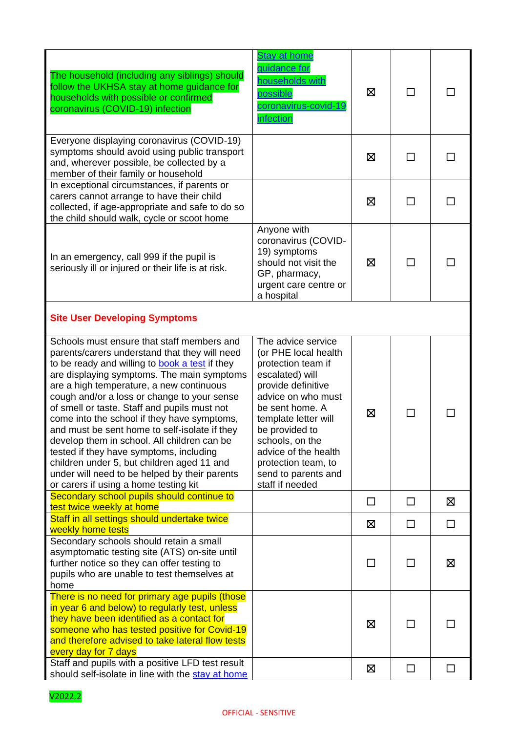| | | | | |
|---|---|---|---|---|
| The household (including any siblings) should follow the UKHSA stay at home guidance for households with possible or confirmed coronavirus (COVID-19) infection | Stay at home guidance for households with possible coronavirus-covid-19 infection | ☒ | ☐ | ☐ |
| Everyone displaying coronavirus (COVID-19) symptoms should avoid using public transport and, wherever possible, be collected by a member of their family or household | | ☒ | ☐ | ☐ |
| In exceptional circumstances, if parents or carers cannot arrange to have their child collected, if age-appropriate and safe to do so the child should walk, cycle or scoot home | | ☒ | ☐ | ☐ |
| In an emergency, call 999 if the pupil is seriously ill or injured or their life is at risk. | Anyone with coronavirus (COVID-19) symptoms should not visit the GP, pharmacy, urgent care centre or a hospital | ☒ | ☐ | ☐ |
| **Site User Developing Symptoms** | | | | |
| Schools must ensure that staff members and parents/carers understand that they will need to be ready and willing to book a test if they are displaying symptoms. The main symptoms are a high temperature, a new continuous cough and/or a loss or change to your sense of smell or taste. Staff and pupils must not come into the school if they have symptoms, and must be sent home to self-isolate if they develop them in school. All children can be tested if they have symptoms, including children under 5, but children aged 11 and under will need to be helped by their parents or carers if using a home testing kit | The advice service (or PHE local health protection team if escalated) will provide definitive advice on who must be sent home. A template letter will be provided to schools, on the advice of the health protection team, to send to parents and staff if needed | ☒ | ☐ | ☐ |
| Secondary school pupils should continue to test twice weekly at home | | ☐ | ☐ | ☒ |
| Staff in all settings should undertake twice weekly home tests | | ☒ | ☐ | ☐ |
| Secondary schools should retain a small asymptomatic testing site (ATS) on-site until further notice so they can offer testing to pupils who are unable to test themselves at home | | ☐ | ☐ | ☒ |
| There is no need for primary age pupils (those in year 6 and below) to regularly test, unless they have been identified as a contact for someone who has tested positive for Covid-19 and therefore advised to take lateral flow tests every day for 7 days | | ☒ | ☐ | ☐ |
| Staff and pupils with a positive LFD test result should self-isolate in line with the stay at home | | ☒ | ☐ | ☐ |

V2022.2

OFFICIAL - SENSITIVE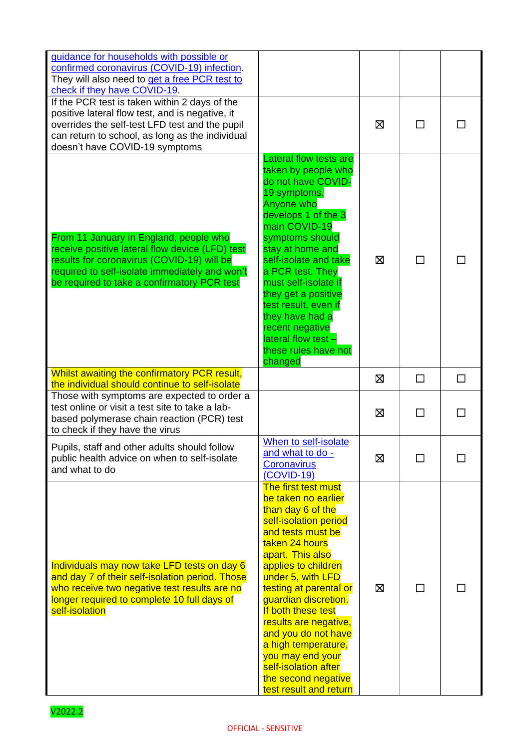| | | | | |
|---|---|---|---|---|
| guidance for households with possible or confirmed coronavirus (COVID-19) infection. They will also need to get a free PCR test to check if they have COVID-19. | | | | |
| If the PCR test is taken within 2 days of the positive lateral flow test, and is negative, it overrides the self-test LFD test and the pupil can return to school, as long as the individual doesn't have COVID-19 symptoms | | ☒ | ☐ | ☐ |
| From 11 January in England, people who receive positive lateral flow device (LFD) test results for coronavirus (COVID-19) will be required to self-isolate immediately and won't be required to take a confirmatory PCR test | Lateral flow tests are taken by people who do not have COVID-19 symptoms. Anyone who develops 1 of the 3 main COVID-19 symptoms should stay at home and self-isolate and take a PCR test. They must self-isolate if they get a positive test result, even if they have had a recent negative lateral flow test – these rules have not changed | ☒ | ☐ | ☐ |
| Whilst awaiting the confirmatory PCR result, the individual should continue to self-isolate | | ☒ | ☐ | ☐ |
| Those with symptoms are expected to order a test online or visit a test site to take a lab-based polymerase chain reaction (PCR) test to check if they have the virus | | ☒ | ☐ | ☐ |
| Pupils, staff and other adults should follow public health advice on when to self-isolate and what to do | When to self-isolate and what to do - Coronavirus (COVID-19) | ☒ | ☐ | ☐ |
| Individuals may now take LFD tests on day 6 and day 7 of their self-isolation period. Those who receive two negative test results are no longer required to complete 10 full days of self-isolation | The first test must be taken no earlier than day 6 of the self-isolation period and tests must be taken 24 hours apart. This also applies to children under 5, with LFD testing at parental or guardian discretion. If both these test results are negative, and you do not have a high temperature, you may end your self-isolation after the second negative test result and return | ☒ | ☐ | ☐ |

V2022.2

OFFICIAL - SENSITIVE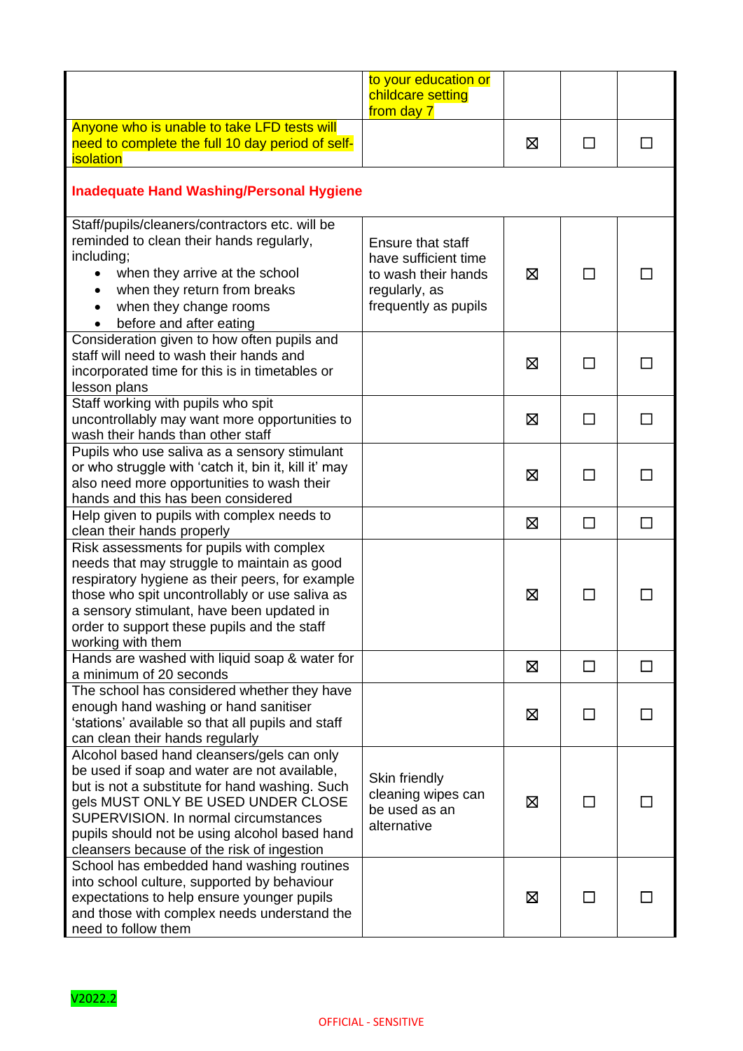| | | | | |
|---|---|---|---|---|
| | to your education or childcare setting from day 7 | | | |
| Anyone who is unable to take LFD tests will need to complete the full 10 day period of self-isolation | | ☒ | ☐ | ☐ |
| **Inadequate Hand Washing/Personal Hygiene** | | | | |
| Staff/pupils/cleaners/contractors etc. will be reminded to clean their hands regularly, including;<br>• when they arrive at the school<br>• when they return from breaks<br>• when they change rooms<br>• before and after eating | Ensure that staff have sufficient time to wash their hands regularly, as frequently as pupils | ☒ | ☐ | ☐ |
| Consideration given to how often pupils and staff will need to wash their hands and incorporated time for this is in timetables or lesson plans | | ☒ | ☐ | ☐ |
| Staff working with pupils who spit uncontrollably may want more opportunities to wash their hands than other staff | | ☒ | ☐ | ☐ |
| Pupils who use saliva as a sensory stimulant or who struggle with 'catch it, bin it, kill it' may also need more opportunities to wash their hands and this has been considered | | ☒ | ☐ | ☐ |
| Help given to pupils with complex needs to clean their hands properly | | ☒ | ☐ | ☐ |
| Risk assessments for pupils with complex needs that may struggle to maintain as good respiratory hygiene as their peers, for example those who spit uncontrollably or use saliva as a sensory stimulant, have been updated in order to support these pupils and the staff working with them | | ☒ | ☐ | ☐ |
| Hands are washed with liquid soap & water for a minimum of 20 seconds | | ☒ | ☐ | ☐ |
| The school has considered whether they have enough hand washing or hand sanitiser 'stations' available so that all pupils and staff can clean their hands regularly | | ☒ | ☐ | ☐ |
| Alcohol based hand cleansers/gels can only be used if soap and water are not available, but is not a substitute for hand washing. Such gels MUST ONLY BE USED UNDER CLOSE SUPERVISION. In normal circumstances pupils should not be using alcohol based hand cleansers because of the risk of ingestion | Skin friendly cleaning wipes can be used as an alternative | ☒ | ☐ | ☐ |
| School has embedded hand washing routines into school culture, supported by behaviour expectations to help ensure younger pupils and those with complex needs understand the need to follow them | | ☒ | ☐ | ☐ |

V2022.2

OFFICIAL - SENSITIVE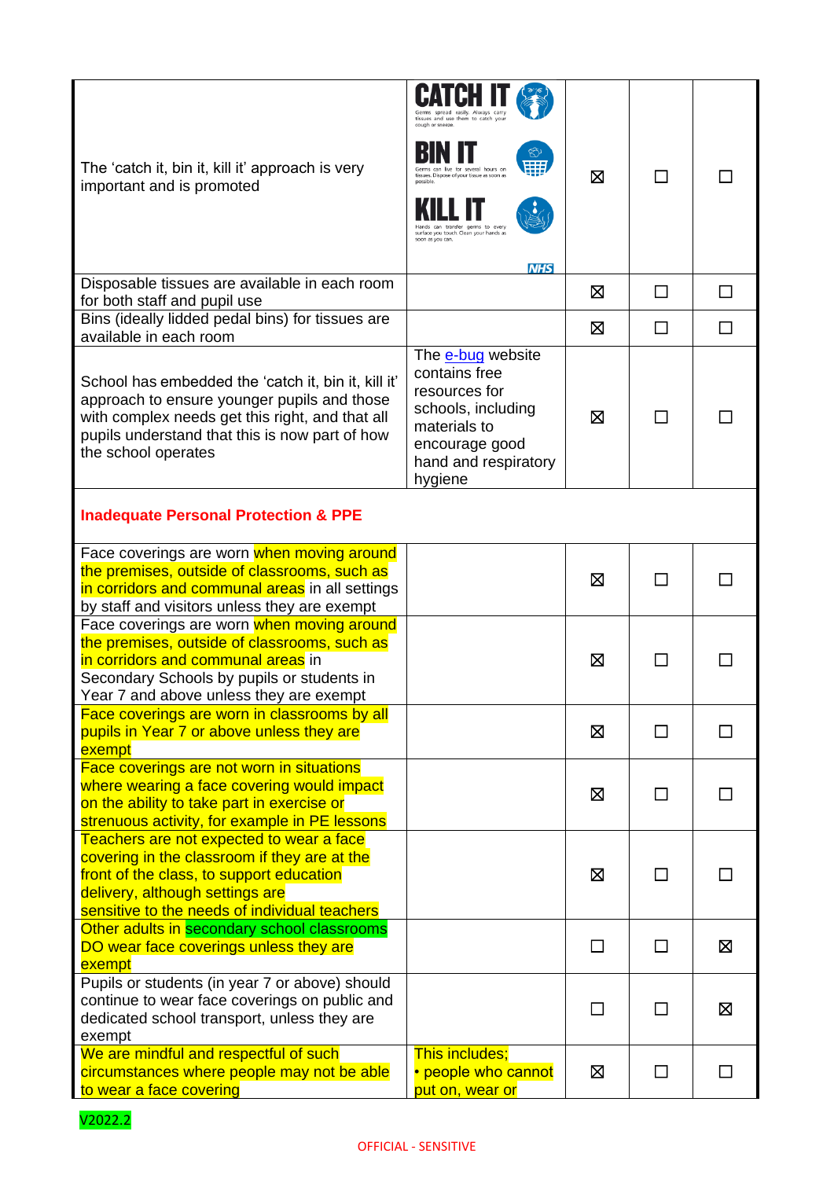| | | | | |
|---|---|---|---|---|
| The 'catch it, bin it, kill it' approach is very important and is promoted | CATCH IT Germs spread easily. Always carry tissues and use them to catch your cough or sneeze. BIN IT Germs can live for several hours on tissues. Dispose of your tissue as soon as possible. KILL IT Hands can transfer germs to every surface you touch. Clean your hands as soon as you can. NHS | ☒ | ☐ | ☐ |
| Disposable tissues are available in each room for both staff and pupil use | | ☒ | ☐ | ☐ |
| Bins (ideally lidded pedal bins) for tissues are available in each room | | ☒ | ☐ | ☐ |
| School has embedded the 'catch it, bin it, kill it' approach to ensure younger pupils and those with complex needs get this right, and that all pupils understand that this is now part of how the school operates | The e-bug website contains free resources for schools, including materials to encourage good hand and respiratory hygiene | ☒ | ☐ | ☐ |
| **Inadequate Personal Protection & PPE** | | | | |
| Face coverings are worn when moving around the premises, outside of classrooms, such as in corridors and communal areas in all settings by staff and visitors unless they are exempt | | ☒ | ☐ | ☐ |
| Face coverings are worn when moving around the premises, outside of classrooms, such as in corridors and communal areas in Secondary Schools by pupils or students in Year 7 and above unless they are exempt | | ☒ | ☐ | ☐ |
| Face coverings are worn in classrooms by all pupils in Year 7 or above unless they are exempt | | ☒ | ☐ | ☐ |
| Face coverings are not worn in situations where wearing a face covering would impact on the ability to take part in exercise or strenuous activity, for example in PE lessons | | ☒ | ☐ | ☐ |
| Teachers are not expected to wear a face covering in the classroom if they are at the front of the class, to support education delivery, although settings are sensitive to the needs of individual teachers | | ☒ | ☐ | ☐ |
| Other adults in secondary school classrooms DO wear face coverings unless they are exempt | | ☐ | ☐ | ☒ |
| Pupils or students (in year 7 or above) should continue to wear face coverings on public and dedicated school transport, unless they are exempt | | ☐ | ☐ | ☒ |
| We are mindful and respectful of such circumstances where people may not be able to wear a face covering | This includes; • people who cannot put on, wear or | ☒ | ☐ | ☐ |

V2022.2

OFFICIAL - SENSITIVE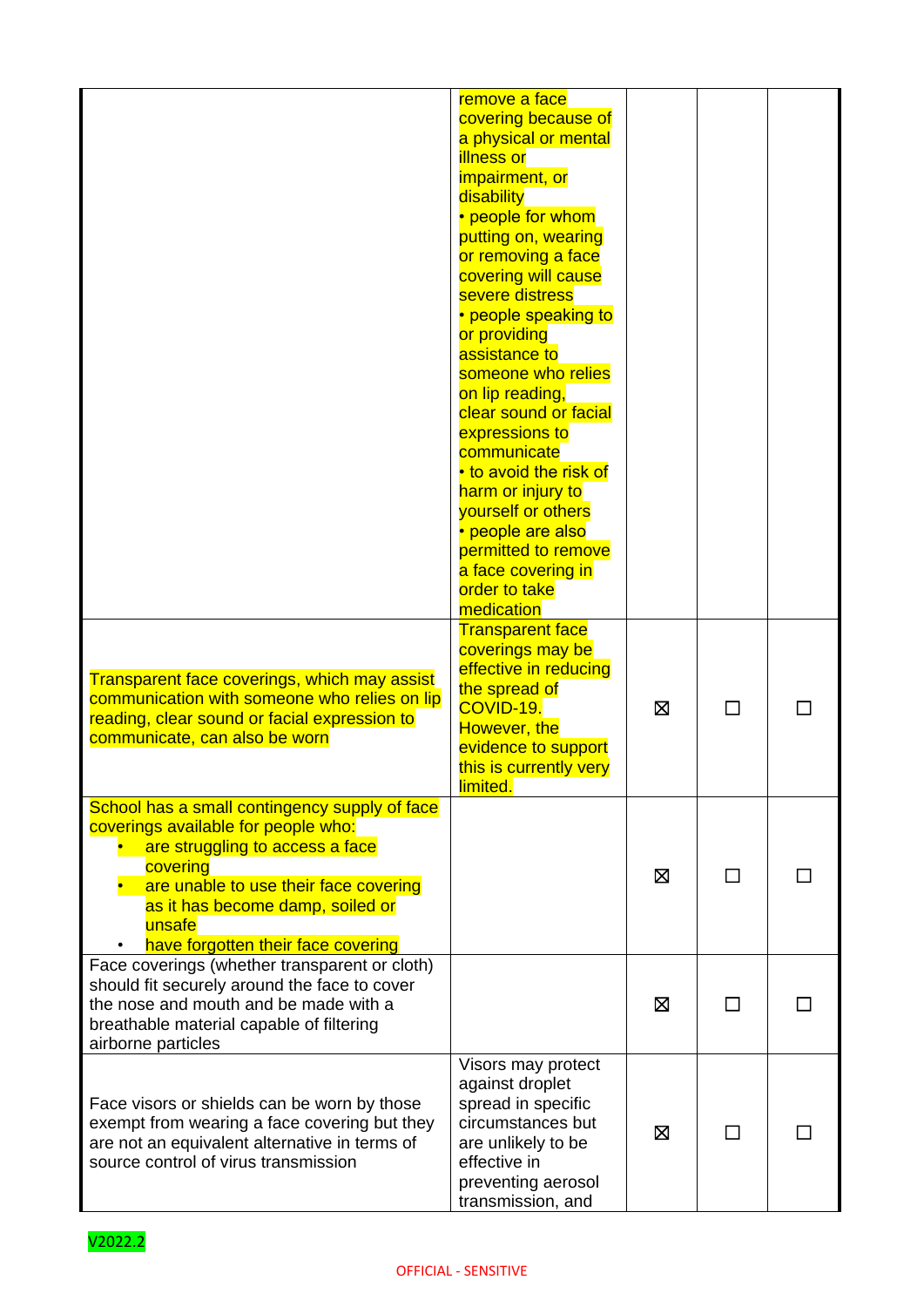| | | | | |
|---|---|---|---|---|
| | remove a face covering because of a physical or mental illness or impairment, or disability<br>• people for whom putting on, wearing or removing a face covering will cause severe distress<br>• people speaking to or providing assistance to someone who relies on lip reading, clear sound or facial expressions to communicate<br>• to avoid the risk of harm or injury to yourself or others<br>• people are also permitted to remove a face covering in order to take medication | | | |
| Transparent face coverings, which may assist communication with someone who relies on lip reading, clear sound or facial expression to communicate, can also be worn | Transparent face coverings may be effective in reducing the spread of COVID-19. However, the evidence to support this is currently very limited. | ☒ | ☐ | ☐ |
| School has a small contingency supply of face coverings available for people who:<br>• are struggling to access a face covering<br>• are unable to use their face covering as it has become damp, soiled or unsafe<br>• have forgotten their face covering | | ☒ | ☐ | ☐ |
| Face coverings (whether transparent or cloth) should fit securely around the face to cover the nose and mouth and be made with a breathable material capable of filtering airborne particles | | ☒ | ☐ | ☐ |
| Face visors or shields can be worn by those exempt from wearing a face covering but they are not an equivalent alternative in terms of source control of virus transmission | Visors may protect against droplet spread in specific circumstances but are unlikely to be effective in preventing aerosol transmission, and | ☒ | ☐ | ☐ |

V2022.2

OFFICIAL - SENSITIVE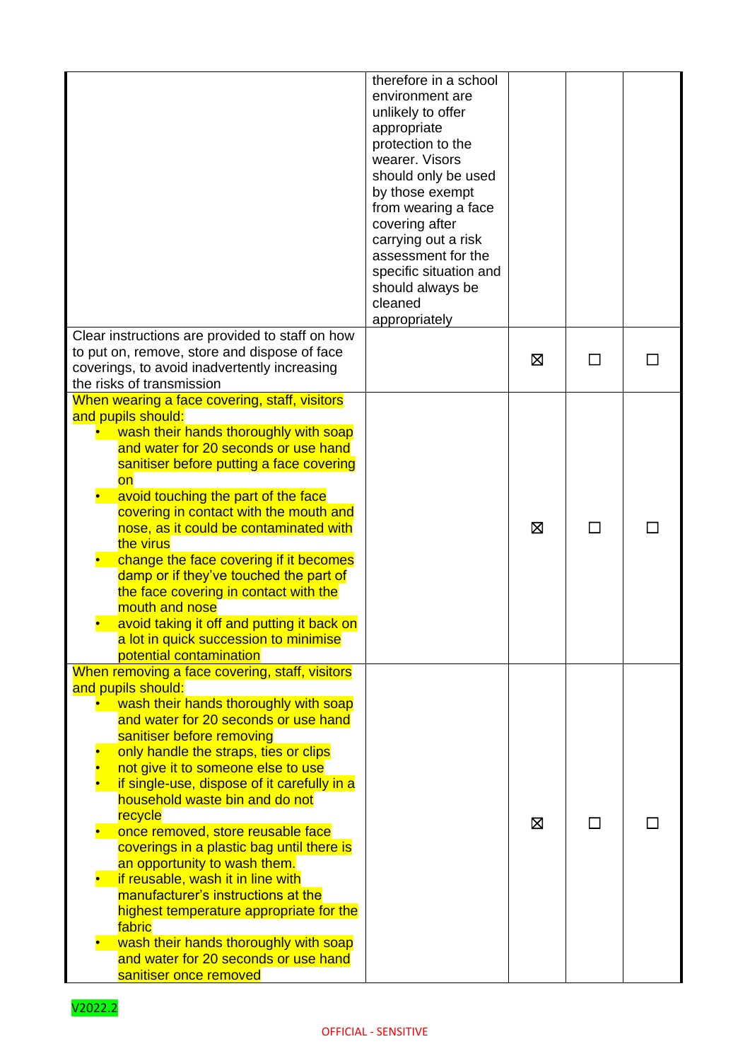| | | | | |
|---|---|---|---|---|
| | therefore in a school environment are unlikely to offer appropriate protection to the wearer. Visors should only be used by those exempt from wearing a face covering after carrying out a risk assessment for the specific situation and should always be cleaned appropriately | | | |
| Clear instructions are provided to staff on how to put on, remove, store and dispose of face coverings, to avoid inadvertently increasing the risks of transmission | | ☒ | ☐ | ☐ |
| When wearing a face covering, staff, visitors and pupils should:<br>• wash their hands thoroughly with soap and water for 20 seconds or use hand sanitiser before putting a face covering on<br>• avoid touching the part of the face covering in contact with the mouth and nose, as it could be contaminated with the virus<br>• change the face covering if it becomes damp or if they've touched the part of the face covering in contact with the mouth and nose<br>• avoid taking it off and putting it back on a lot in quick succession to minimise potential contamination | | ☒ | ☐ | ☐ |
| When removing a face covering, staff, visitors and pupils should:<br>• wash their hands thoroughly with soap and water for 20 seconds or use hand sanitiser before removing<br>• only handle the straps, ties or clips<br>• not give it to someone else to use<br>• if single-use, dispose of it carefully in a household waste bin and do not recycle<br>• once removed, store reusable face coverings in a plastic bag until there is an opportunity to wash them.<br>• if reusable, wash it in line with manufacturer's instructions at the highest temperature appropriate for the fabric<br>• wash their hands thoroughly with soap and water for 20 seconds or use hand sanitiser once removed | | ☒ | ☐ | ☐ |

V2022.2

OFFICIAL - SENSITIVE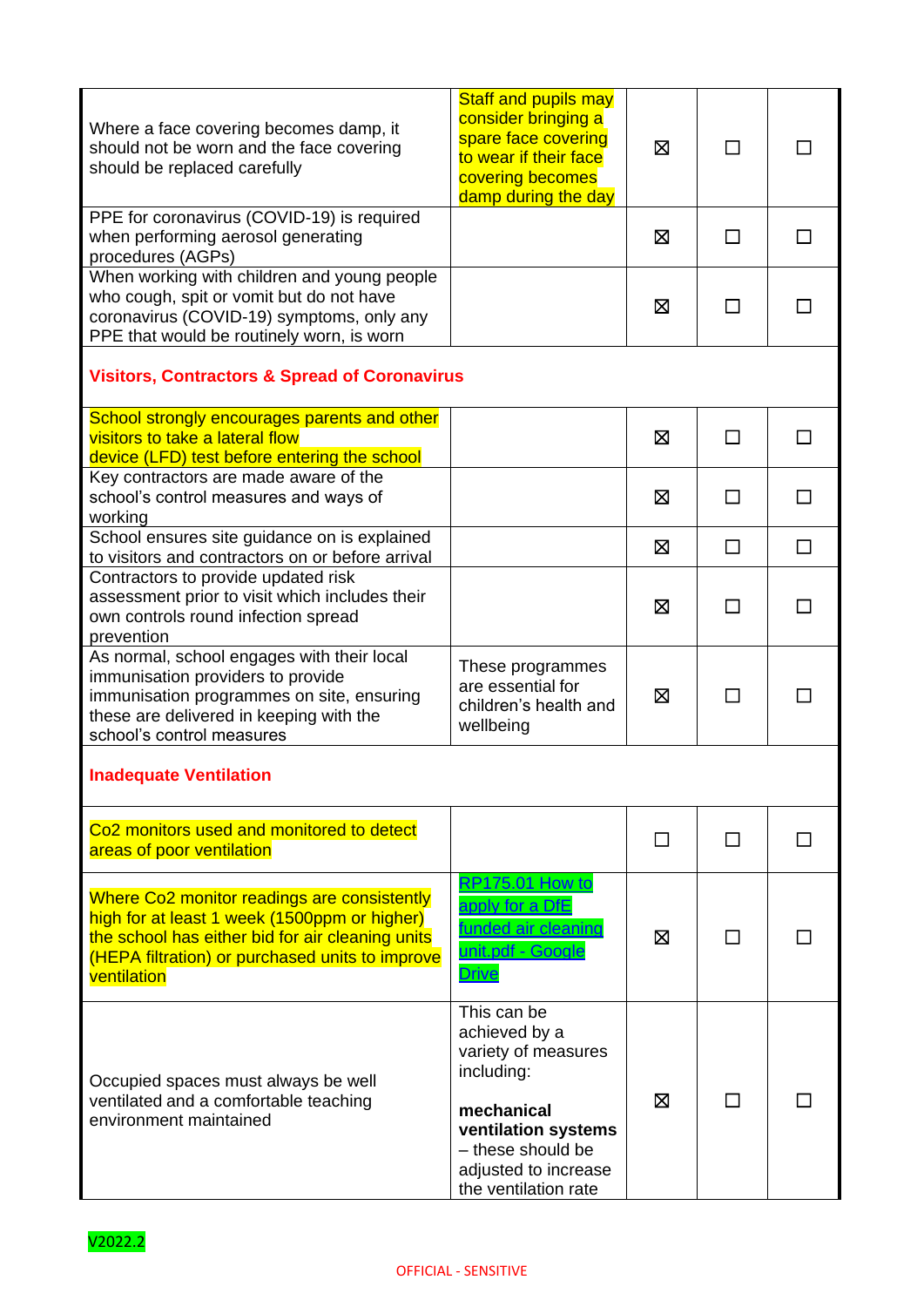| | | | | |
|---|---|---|---|---|
| Where a face covering becomes damp, it should not be worn and the face covering should be replaced carefully | Staff and pupils may consider bringing a spare face covering to wear if their face covering becomes damp during the day | ☒ | ☐ | ☐ |
| PPE for coronavirus (COVID-19) is required when performing aerosol generating procedures (AGPs) | | ☒ | ☐ | ☐ |
| When working with children and young people who cough, spit or vomit but do not have coronavirus (COVID-19) symptoms, only any PPE that would be routinely worn, is worn | | ☒ | ☐ | ☐ |
| **Visitors, Contractors & Spread of Coronavirus** | | | | |
| School strongly encourages parents and other visitors to take a lateral flow device (LFD) test before entering the school | | ☒ | ☐ | ☐ |
| Key contractors are made aware of the school's control measures and ways of working | | ☒ | ☐ | ☐ |
| School ensures site guidance on is explained to visitors and contractors on or before arrival | | ☒ | ☐ | ☐ |
| Contractors to provide updated risk assessment prior to visit which includes their own controls round infection spread prevention | | ☒ | ☐ | ☐ |
| As normal, school engages with their local immunisation providers to provide immunisation programmes on site, ensuring these are delivered in keeping with the school's control measures | These programmes are essential for children's health and wellbeing | ☒ | ☐ | ☐ |
| **Inadequate Ventilation** | | | | |
| Co2 monitors used and monitored to detect areas of poor ventilation | | ☐ | ☐ | ☐ |
| Where Co2 monitor readings are consistently high for at least 1 week (1500ppm or higher) the school has either bid for air cleaning units (HEPA filtration) or purchased units to improve ventilation | RP175.01 How to apply for a DfE funded air cleaning unit.pdf - Google Drive | ☒ | ☐ | ☐ |
| Occupied spaces must always be well ventilated and a comfortable teaching environment maintained | This can be achieved by a variety of measures including:<br><br>**mechanical ventilation systems** – these should be adjusted to increase the ventilation rate | ☒ | ☐ | ☐ |

V2022.2

OFFICIAL - SENSITIVE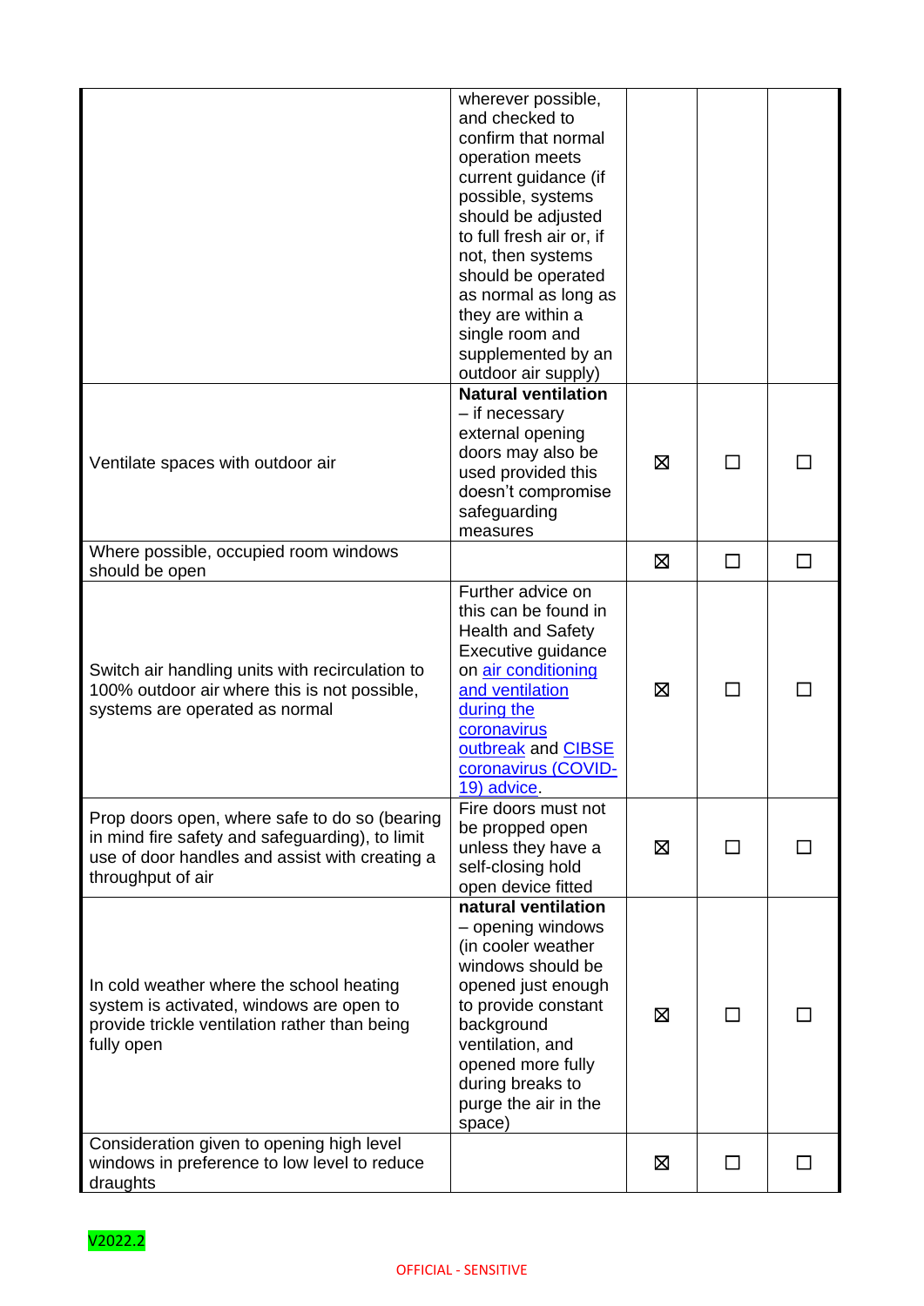| | | | | |
|---|---|---|---|---|
| | wherever possible, and checked to confirm that normal operation meets current guidance (if possible, systems should be adjusted to full fresh air or, if not, then systems should be operated as normal as long as they are within a single room and supplemented by an outdoor air supply) | | | |
| Ventilate spaces with outdoor air | **Natural ventilation** – if necessary external opening doors may also be used provided this doesn't compromise safeguarding measures | ☒ | ☐ | ☐ |
| Where possible, occupied room windows should be open | | ☒ | ☐ | ☐ |
| Switch air handling units with recirculation to 100% outdoor air where this is not possible, systems are operated as normal | Further advice on this can be found in Health and Safety Executive guidance on [air conditioning and ventilation during the coronavirus outbreak]() and [CIBSE coronavirus (COVID-19) advice](). | ☒ | ☐ | ☐ |
| Prop doors open, where safe to do so (bearing in mind fire safety and safeguarding), to limit use of door handles and assist with creating a throughput of air | Fire doors must not be propped open unless they have a self-closing hold open device fitted | ☒ | ☐ | ☐ |
| In cold weather where the school heating system is activated, windows are open to provide trickle ventilation rather than being fully open | **natural ventilation** – opening windows (in cooler weather windows should be opened just enough to provide constant background ventilation, and opened more fully during breaks to purge the air in the space) | ☒ | ☐ | ☐ |
| Consideration given to opening high level windows in preference to low level to reduce draughts | | ☒ | ☐ | ☐ |

V2022.2

OFFICIAL - SENSITIVE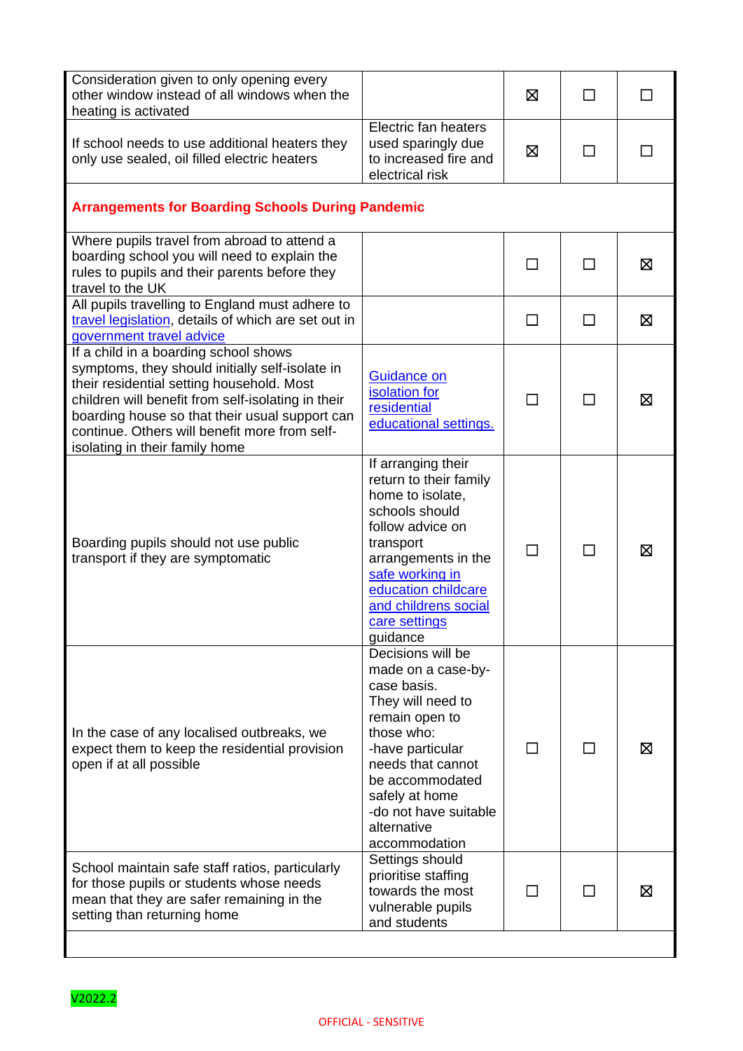| | | | | |
|---|---|---|---|---|
| Consideration given to only opening every other window instead of all windows when the heating is activated | | ☒ | ☐ | ☐ |
| If school needs to use additional heaters they only use sealed, oil filled electric heaters | Electric fan heaters used sparingly due to increased fire and electrical risk | ☒ | ☐ | ☐ |
| **Arrangements for Boarding Schools During Pandemic** | | | | |
| Where pupils travel from abroad to attend a boarding school you will need to explain the rules to pupils and their parents before they travel to the UK | | ☐ | ☐ | ☒ |
| All pupils travelling to England must adhere to travel legislation, details of which are set out in government travel advice | | ☐ | ☐ | ☒ |
| If a child in a boarding school shows symptoms, they should initially self-isolate in their residential setting household. Most children will benefit from self-isolating in their boarding house so that their usual support can continue. Others will benefit more from self-isolating in their family home | Guidance on isolation for residential educational settings. | ☐ | ☐ | ☒ |
| Boarding pupils should not use public transport if they are symptomatic | If arranging their return to their family home to isolate, schools should follow advice on transport arrangements in the safe working in education childcare and childrens social care settings guidance | ☐ | ☐ | ☒ |
| In the case of any localised outbreaks, we expect them to keep the residential provision open if at all possible | Decisions will be made on a case-by-case basis. They will need to remain open to those who: -have particular needs that cannot be accommodated safely at home -do not have suitable alternative accommodation | ☐ | ☐ | ☒ |
| School maintain safe staff ratios, particularly for those pupils or students whose needs mean that they are safer remaining in the setting than returning home | Settings should prioritise staffing towards the most vulnerable pupils and students | ☐ | ☐ | ☒ |

V2022.2

OFFICIAL - SENSITIVE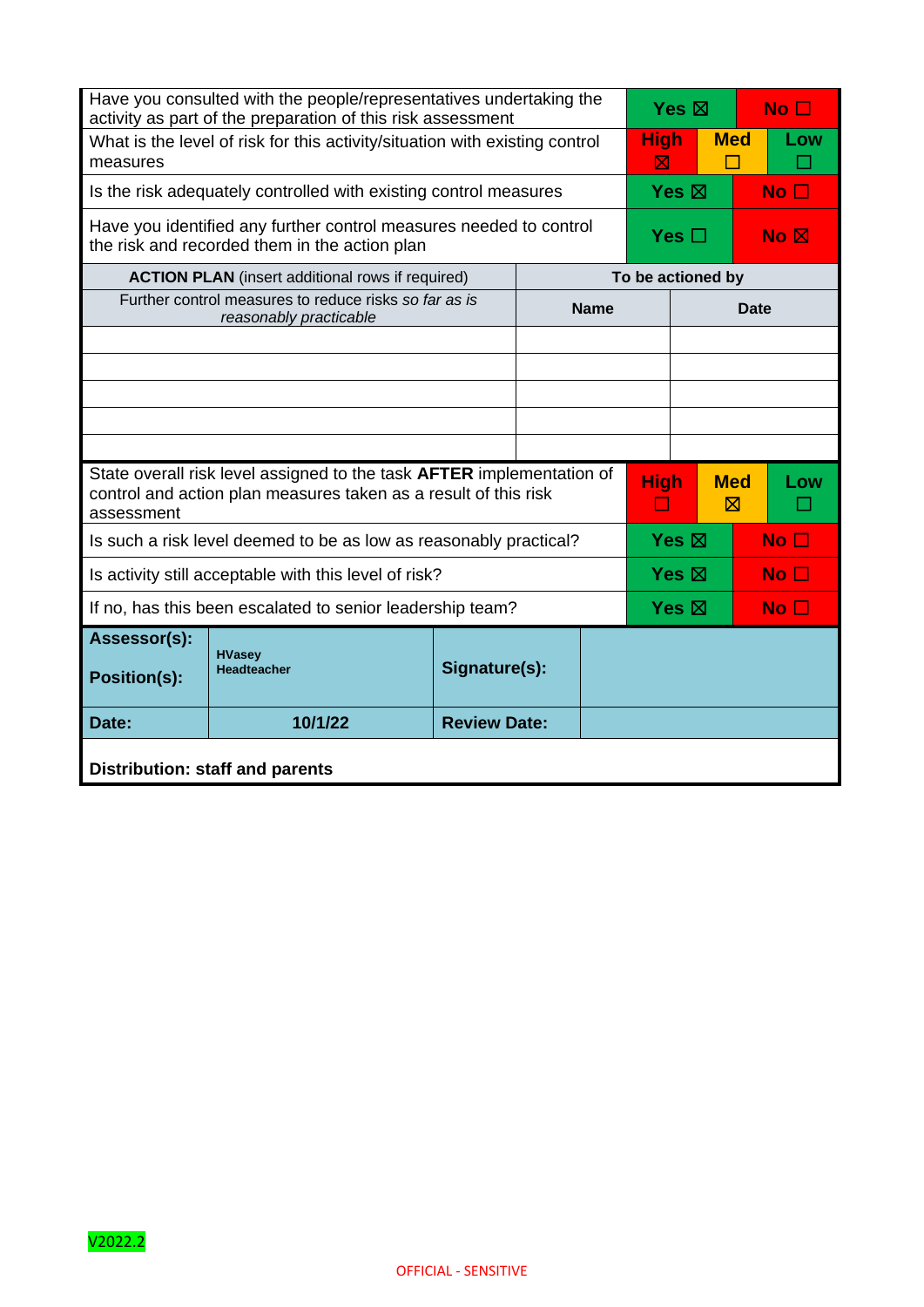| | | | |
|---|---|---|---|
| Have you consulted with the people/representatives undertaking the activity as part of the preparation of this risk assessment | Yes ☒ | | No ☐ |
| What is the level of risk for this activity/situation with existing control measures | High ☒ | Med ☐ | Low ☐ |
| Is the risk adequately controlled with existing control measures | Yes ☒ | | No ☐ |
| Have you identified any further control measures needed to control the risk and recorded them in the action plan | Yes ☐ | | No ☒ |

| **ACTION PLAN** (insert additional rows if required) | To be actioned by | |
|---|---|---|
| Further control measures to reduce risks *so far as is reasonably practicable* | **Name** | **Date** |
| | | |
| | | |
| | | |
| | | |
| | | |

| | | | |
|---|---|---|---|
| State overall risk level assigned to the task **AFTER** implementation of control and action plan measures taken as a result of this risk assessment | High ☐ | Med ☒ | Low ☐ |
| Is such a risk level deemed to be as low as reasonably practical? | Yes ☒ | | No ☐ |
| Is activity still acceptable with this level of risk? | Yes ☒ | | No ☐ |
| If no, has this been escalated to senior leadership team? | Yes ☒ | | No ☐ |

| | | | |
|---|---|---|---|
| **Assessor(s):** **Position(s):** | **HVasey** **Headteacher** | **Signature(s):** | |
| **Date:** | **10/1/22** | **Review Date:** | |

**Distribution: staff and parents**

V2022.2

OFFICIAL - SENSITIVE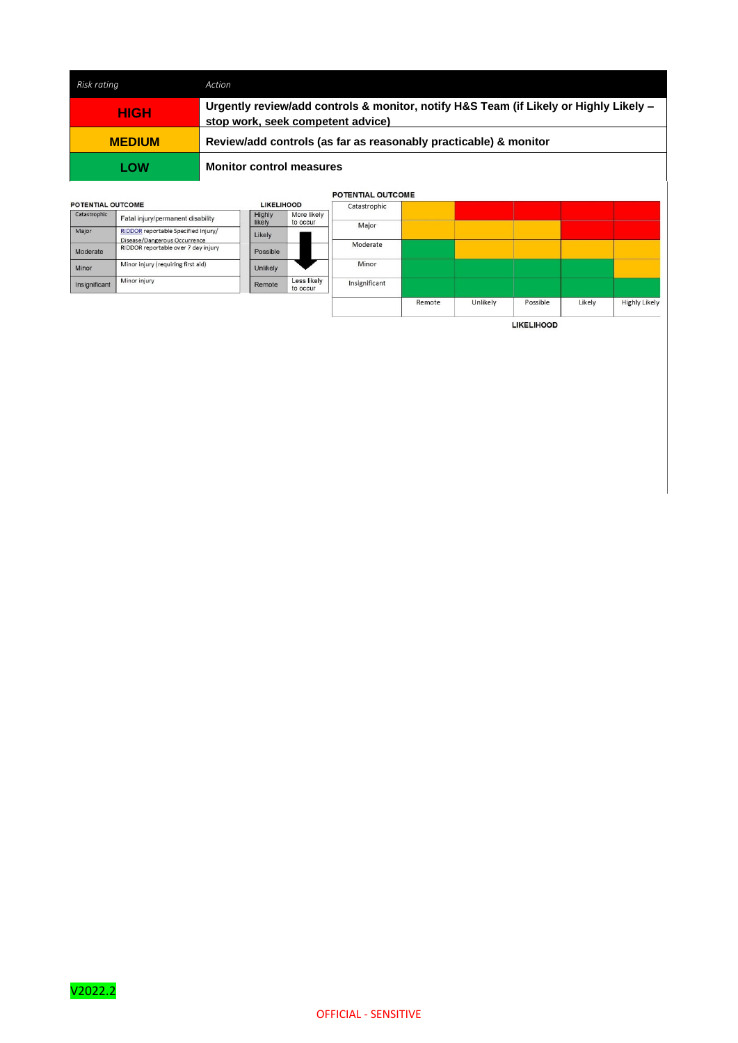| Risk rating | Action |
|---|---|
| **HIGH** | **Urgently review/add controls & monitor, notify H&S Team (if Likely or Highly Likely – stop work, seek competent advice)** |
| **MEDIUM** | **Review/add controls (as far as reasonably practicable) & monitor** |
| **LOW** | **Monitor control measures** |

**POTENTIAL OUTCOME**

| | |
|---|---|
| Catastrophic | Fatal injury/permanent disability |
| Major | RIDDOR reportable Specified Injury/ Disease/Dangerous Occurrence |
| Moderate | RIDDOR reportable over 7 day injury |
| Minor | Minor injury (requiring first aid) |
| Insignificant | Minor injury |

**LIKELIHOOD**

| | |
|---|---|
| Highly likely | More likely to occur |
| Likely | |
| Possible | |
| Unlikely | |
| Remote | Less likely to occur |

**POTENTIAL OUTCOME**

| | | | | | |
|---|---|---|---|---|---|
| Catastrophic | MEDIUM | HIGH | HIGH | HIGH | HIGH |
| Major | MEDIUM | MEDIUM | MEDIUM | HIGH | HIGH |
| Moderate | LOW | MEDIUM | MEDIUM | MEDIUM | MEDIUM |
| Minor | LOW | LOW | LOW | LOW | MEDIUM |
| Insignificant | LOW | LOW | LOW | LOW | LOW |
| | Remote | Unlikely | Possible | Likely | Highly Likely |

**LIKELIHOOD**

V2022.2

OFFICIAL - SENSITIVE